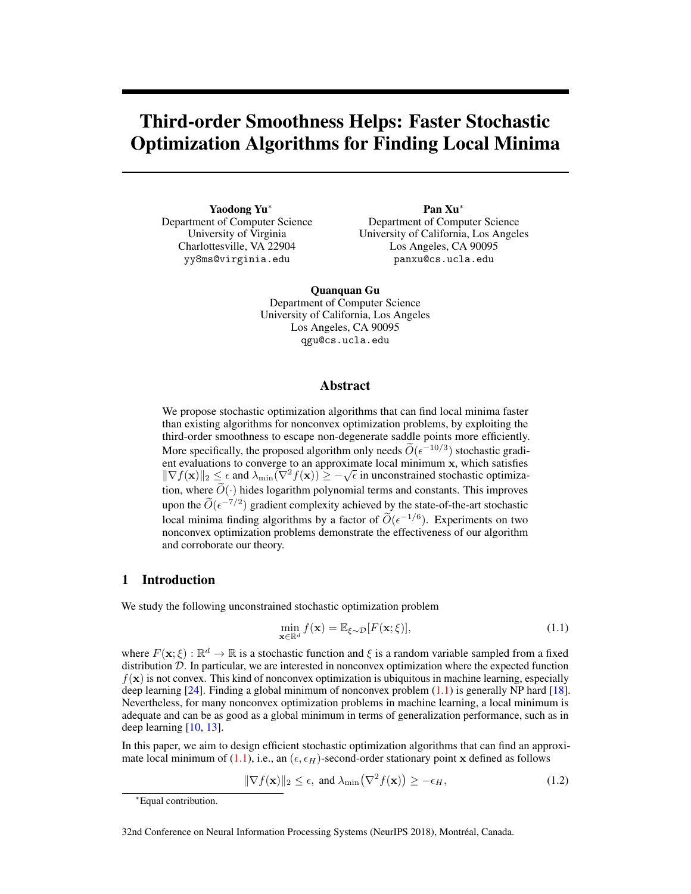# Third-order Smoothness Helps: Faster Stochastic Optimization Algorithms for Finding Local Minima

**Yaodong Yu**[*]
Department of Computer Science
University of Virginia
Charlottesville, VA 22904
yy8ms@virginia.edu

**Pan Xu**[*]
Department of Computer Science
University of California, Los Angeles
Los Angeles, CA 90095
panxu@cs.ucla.edu

**Quanquan Gu**
Department of Computer Science
University of California, Los Angeles
Los Angeles, CA 90095
qgu@cs.ucla.edu

## Abstract

We propose stochastic optimization algorithms that can find local minima faster than existing algorithms for nonconvex optimization problems, by exploiting the third-order smoothness to escape non-degenerate saddle points more efficiently. More specifically, the proposed algorithm only needs $\widetilde{O}(\epsilon^{-10/3})$ stochastic gradient evaluations to converge to an approximate local minimum $\mathbf{x}$, which satisfies $\|\nabla f(\mathbf{x})\|_2 \leq \epsilon$ and $\lambda_{\min}(\nabla^2 f(\mathbf{x})) \geq -\sqrt{\epsilon}$ in unconstrained stochastic optimization, where $\widetilde{O}(\cdot)$ hides logarithm polynomial terms and constants. This improves upon the $\widetilde{O}(\epsilon^{-7/2})$ gradient complexity achieved by the state-of-the-art stochastic local minima finding algorithms by a factor of $\widetilde{O}(\epsilon^{-1/6})$. Experiments on two nonconvex optimization problems demonstrate the effectiveness of our algorithm and corroborate our theory.

## 1 Introduction

We study the following unconstrained stochastic optimization problem

$$\min_{\mathbf{x}\in\mathbb{R}^d} f(\mathbf{x}) = \mathbb{E}_{\xi\sim\mathcal{D}}[F(\mathbf{x};\xi)], \tag{1.1}$$

where $F(\mathbf{x};\xi) : \mathbb{R}^d \to \mathbb{R}$ is a stochastic function and $\xi$ is a random variable sampled from a fixed distribution $\mathcal{D}$. In particular, we are interested in nonconvex optimization where the expected function $f(\mathbf{x})$ is not convex. This kind of nonconvex optimization is ubiquitous in machine learning, especially deep learning [24]. Finding a global minimum of nonconvex problem (1.1) is generally NP hard [18]. Nevertheless, for many nonconvex optimization problems in machine learning, a local minimum is adequate and can be as good as a global minimum in terms of generalization performance, such as in deep learning [10, 13].

In this paper, we aim to design efficient stochastic optimization algorithms that can find an approximate local minimum of (1.1), i.e., an $(\epsilon, \epsilon_H)$-second-order stationary point $\mathbf{x}$ defined as follows

$$\|\nabla f(\mathbf{x})\|_2 \leq \epsilon, \text{ and } \lambda_{\min}\big(\nabla^2 f(\mathbf{x})\big) \geq -\epsilon_H, \tag{1.2}$$

[*]Equal contribution.

32nd Conference on Neural Information Processing Systems (NeurIPS 2018), Montréal, Canada.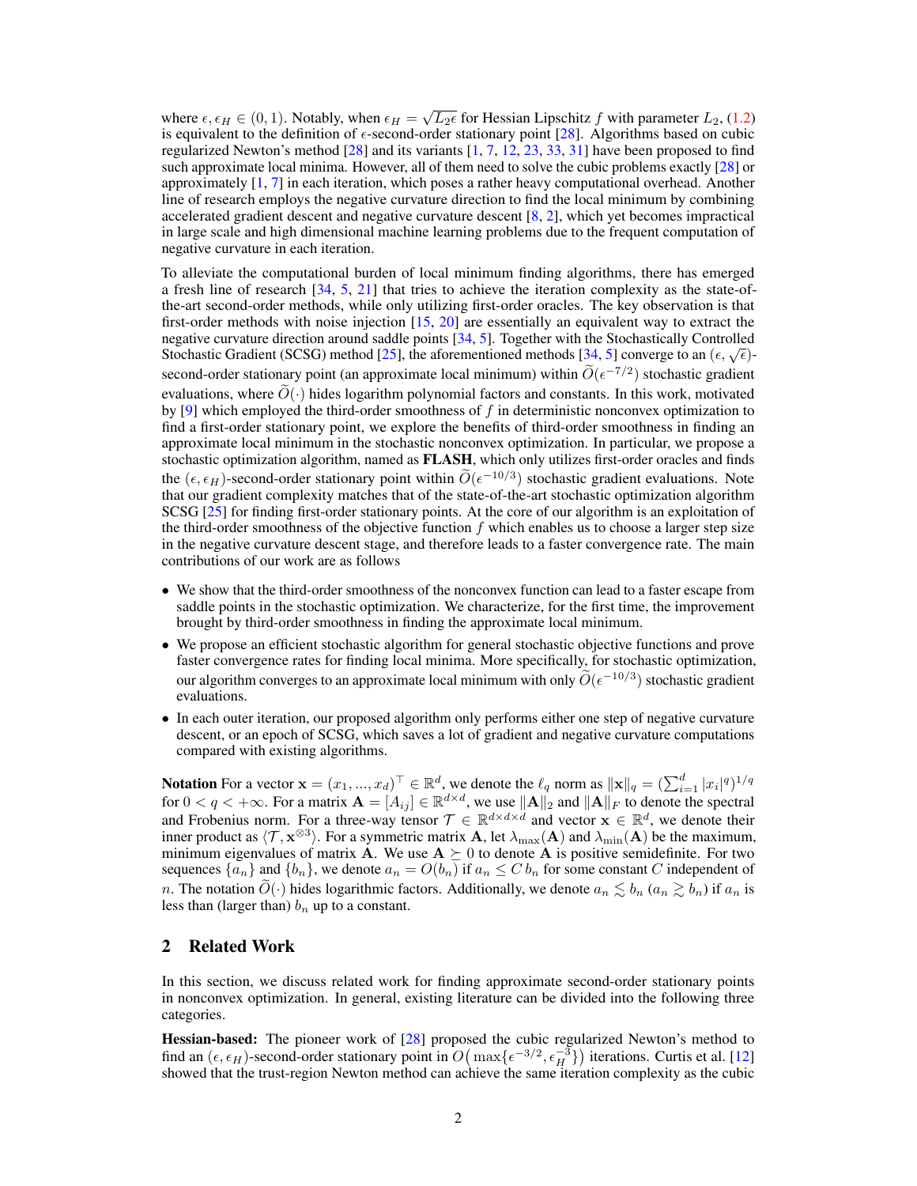where $\epsilon, \epsilon_H \in (0, 1)$. Notably, when $\epsilon_H = \sqrt{L_2 \epsilon}$ for Hessian Lipschitz $f$ with parameter $L_2$, (1.2) is equivalent to the definition of $\epsilon$-second-order stationary point [28]. Algorithms based on cubic regularized Newton's method [28] and its variants [1, 7, 12, 23, 33, 31] have been proposed to find such approximate local minima. However, all of them need to solve the cubic problems exactly [28] or approximately [1, 7] in each iteration, which poses a rather heavy computational overhead. Another line of research employs the negative curvature direction to find the local minimum by combining accelerated gradient descent and negative curvature descent [8, 2], which yet becomes impractical in large scale and high dimensional machine learning problems due to the frequent computation of negative curvature in each iteration.

To alleviate the computational burden of local minimum finding algorithms, there has emerged a fresh line of research [34, 5, 21] that tries to achieve the iteration complexity as the state-of-the-art second-order methods, while only utilizing first-order oracles. The key observation is that first-order methods with noise injection [15, 20] are essentially an equivalent way to extract the negative curvature direction around saddle points [34, 5]. Together with the Stochastically Controlled Stochastic Gradient (SCSG) method [25], the aforementioned methods [34, 5] converge to an $(\epsilon, \sqrt{\epsilon})$-second-order stationary point (an approximate local minimum) within $\widetilde{O}(\epsilon^{-7/2})$ stochastic gradient evaluations, where $\widetilde{O}(\cdot)$ hides logarithm polynomial factors and constants. In this work, motivated by [9] which employed the third-order smoothness of $f$ in deterministic nonconvex optimization to find a first-order stationary point, we explore the benefits of third-order smoothness in finding an approximate local minimum in the stochastic nonconvex optimization. In particular, we propose a stochastic optimization algorithm, named as **FLASH**, which only utilizes first-order oracles and finds the $(\epsilon, \epsilon_H)$-second-order stationary point within $\widetilde{O}(\epsilon^{-10/3})$ stochastic gradient evaluations. Note that our gradient complexity matches that of the state-of-the-art stochastic optimization algorithm SCSG [25] for finding first-order stationary points. At the core of our algorithm is an exploitation of the third-order smoothness of the objective function $f$ which enables us to choose a larger step size in the negative curvature descent stage, and therefore leads to a faster convergence rate. The main contributions of our work are as follows

- We show that the third-order smoothness of the nonconvex function can lead to a faster escape from saddle points in the stochastic optimization. We characterize, for the first time, the improvement brought by third-order smoothness in finding the approximate local minimum.
- We propose an efficient stochastic algorithm for general stochastic objective functions and prove faster convergence rates for finding local minima. More specifically, for stochastic optimization, our algorithm converges to an approximate local minimum with only $\widetilde{O}(\epsilon^{-10/3})$ stochastic gradient evaluations.
- In each outer iteration, our proposed algorithm only performs either one step of negative curvature descent, or an epoch of SCSG, which saves a lot of gradient and negative curvature computations compared with existing algorithms.

**Notation** For a vector $\mathbf{x} = (x_1, ..., x_d)^\top \in \mathbb{R}^d$, we denote the $\ell_q$ norm as $\|\mathbf{x}\|_q = (\sum_{i=1}^d |x_i|^q)^{1/q}$ for $0 < q < +\infty$. For a matrix $\mathbf{A} = [A_{ij}] \in \mathbb{R}^{d \times d}$, we use $\|\mathbf{A}\|_2$ and $\|\mathbf{A}\|_F$ to denote the spectral and Frobenius norm. For a three-way tensor $\mathcal{T} \in \mathbb{R}^{d \times d \times d}$ and vector $\mathbf{x} \in \mathbb{R}^d$, we denote their inner product as $\langle \mathcal{T}, \mathbf{x}^{\otimes 3} \rangle$. For a symmetric matrix $\mathbf{A}$, let $\lambda_{\max}(\mathbf{A})$ and $\lambda_{\min}(\mathbf{A})$ be the maximum, minimum eigenvalues of matrix $\mathbf{A}$. We use $\mathbf{A} \succeq 0$ to denote $\mathbf{A}$ is positive semidefinite. For two sequences $\{a_n\}$ and $\{b_n\}$, we denote $a_n = O(b_n)$ if $a_n \leq C\, b_n$ for some constant $C$ independent of $n$. The notation $\widetilde{O}(\cdot)$ hides logarithmic factors. Additionally, we denote $a_n \lesssim b_n$ ($a_n \gtrsim b_n$) if $a_n$ is less than (larger than) $b_n$ up to a constant.

## 2 Related Work

In this section, we discuss related work for finding approximate second-order stationary points in nonconvex optimization. In general, existing literature can be divided into the following three categories.

**Hessian-based:** The pioneer work of [28] proposed the cubic regularized Newton's method to find an $(\epsilon, \epsilon_H)$-second-order stationary point in $O\big(\max\{\epsilon^{-3/2}, \epsilon_H^{-3}\}\big)$ iterations. Curtis et al. [12] showed that the trust-region Newton method can achieve the same iteration complexity as the cubic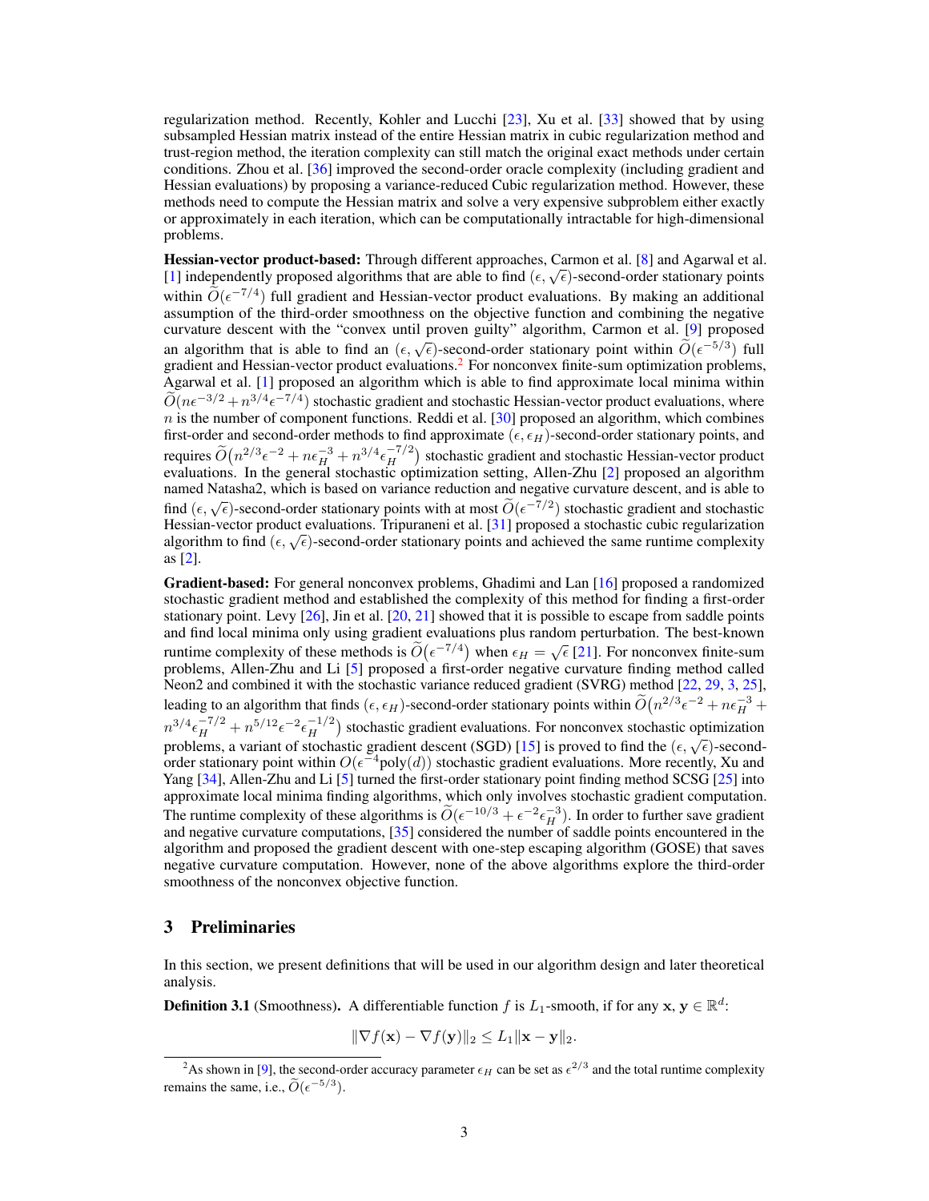regularization method. Recently, Kohler and Lucchi [23], Xu et al. [33] showed that by using subsampled Hessian matrix instead of the entire Hessian matrix in cubic regularization method and trust-region method, the iteration complexity can still match the original exact methods under certain conditions. Zhou et al. [36] improved the second-order oracle complexity (including gradient and Hessian evaluations) by proposing a variance-reduced Cubic regularization method. However, these methods need to compute the Hessian matrix and solve a very expensive subproblem either exactly or approximately in each iteration, which can be computationally intractable for high-dimensional problems.

**Hessian-vector product-based:** Through different approaches, Carmon et al. [8] and Agarwal et al. [1] independently proposed algorithms that are able to find $(\epsilon, \sqrt{\epsilon})$-second-order stationary points within $\widetilde{O}(\epsilon^{-7/4})$ full gradient and Hessian-vector product evaluations. By making an additional assumption of the third-order smoothness on the objective function and combining the negative curvature descent with the "convex until proven guilty" algorithm, Carmon et al. [9] proposed an algorithm that is able to find an $(\epsilon, \sqrt{\epsilon})$-second-order stationary point within $\widetilde{O}(\epsilon^{-5/3})$ full gradient and Hessian-vector product evaluations.[2] For nonconvex finite-sum optimization problems, Agarwal et al. [1] proposed an algorithm which is able to find approximate local minima within $\widetilde{O}(n\epsilon^{-3/2} + n^{3/4}\epsilon^{-7/4})$ stochastic gradient and stochastic Hessian-vector product evaluations, where $n$ is the number of component functions. Reddi et al. [30] proposed an algorithm, which combines first-order and second-order methods to find approximate $(\epsilon, \epsilon_H)$-second-order stationary points, and requires $\widetilde{O}\big(n^{2/3}\epsilon^{-2} + n\epsilon_H^{-3} + n^{3/4}\epsilon_H^{-7/2}\big)$ stochastic gradient and stochastic Hessian-vector product evaluations. In the general stochastic optimization setting, Allen-Zhu [2] proposed an algorithm named Natasha2, which is based on variance reduction and negative curvature descent, and is able to find $(\epsilon, \sqrt{\epsilon})$-second-order stationary points with at most $\widetilde{O}(\epsilon^{-7/2})$ stochastic gradient and stochastic Hessian-vector product evaluations. Tripuraneni et al. [31] proposed a stochastic cubic regularization algorithm to find $(\epsilon, \sqrt{\epsilon})$-second-order stationary points and achieved the same runtime complexity as [2].

**Gradient-based:** For general nonconvex problems, Ghadimi and Lan [16] proposed a randomized stochastic gradient method and established the complexity of this method for finding a first-order stationary point. Levy [26], Jin et al. [20, 21] showed that it is possible to escape from saddle points and find local minima only using gradient evaluations plus random perturbation. The best-known runtime complexity of these methods is $\widetilde{O}\big(\epsilon^{-7/4}\big)$ when $\epsilon_H = \sqrt{\epsilon}$ [21]. For nonconvex finite-sum problems, Allen-Zhu and Li [5] proposed a first-order negative curvature finding method called Neon2 and combined it with the stochastic variance reduced gradient (SVRG) method [22, 29, 3, 25], leading to an algorithm that finds $(\epsilon, \epsilon_H)$-second-order stationary points within $\widetilde{O}\big(n^{2/3}\epsilon^{-2} + n\epsilon_H^{-3} + n^{3/4}\epsilon_H^{-7/2} + n^{5/12}\epsilon^{-2}\epsilon_H^{-1/2}\big)$ stochastic gradient evaluations. For nonconvex stochastic optimization problems, a variant of stochastic gradient descent (SGD) [15] is proved to find the $(\epsilon, \sqrt{\epsilon})$-second-order stationary point within $O(\epsilon^{-4}\text{poly}(d))$ stochastic gradient evaluations. More recently, Xu and Yang [34], Allen-Zhu and Li [5] turned the first-order stationary point finding method SCSG [25] into approximate local minima finding algorithms, which only involves stochastic gradient computation. The runtime complexity of these algorithms is $\widetilde{O}(\epsilon^{-10/3} + \epsilon^{-2}\epsilon_H^{-3})$. In order to further save gradient and negative curvature computations, [35] considered the number of saddle points encountered in the algorithm and proposed the gradient descent with one-step escaping algorithm (GOSE) that saves negative curvature computation. However, none of the above algorithms explore the third-order smoothness of the nonconvex objective function.

## 3 Preliminaries

In this section, we present definitions that will be used in our algorithm design and later theoretical analysis.

**Definition 3.1** (Smoothness)**.** A differentiable function $f$ is $L_1$-smooth, if for any $\mathbf{x}, \mathbf{y} \in \mathbb{R}^d$:

$$\|\nabla f(\mathbf{x}) - \nabla f(\mathbf{y})\|_2 \leq L_1\|\mathbf{x} - \mathbf{y}\|_2.$$

[2] As shown in [9], the second-order accuracy parameter $\epsilon_H$ can be set as $\epsilon^{2/3}$ and the total runtime complexity remains the same, i.e., $\widetilde{O}(\epsilon^{-5/3})$.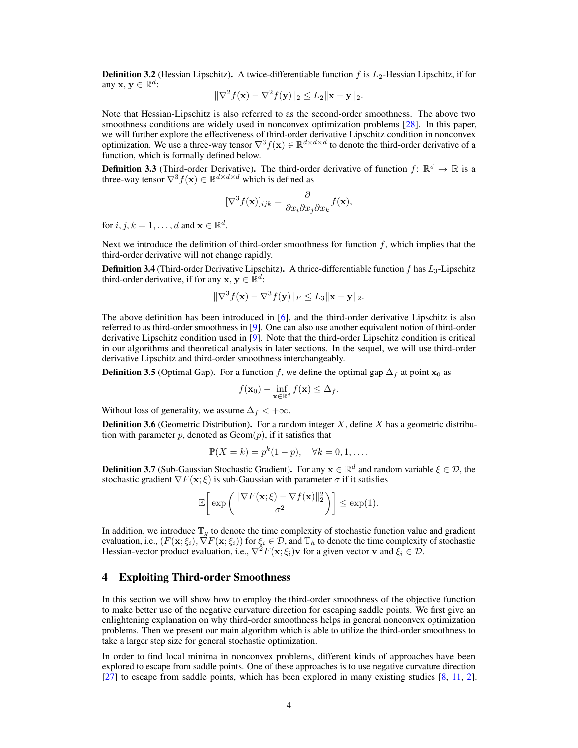**Definition 3.2** (Hessian Lipschitz)**.** A twice-differentiable function $f$ is $L_2$-Hessian Lipschitz, if for any $\mathbf{x}, \mathbf{y} \in \mathbb{R}^d$:

$$\|\nabla^2 f(\mathbf{x}) - \nabla^2 f(\mathbf{y})\|_2 \le L_2 \|\mathbf{x} - \mathbf{y}\|_2.$$

Note that Hessian-Lipschitz is also referred to as the second-order smoothness. The above two smoothness conditions are widely used in nonconvex optimization problems [28]. In this paper, we will further explore the effectiveness of third-order derivative Lipschitz condition in nonconvex optimization. We use a three-way tensor $\nabla^3 f(\mathbf{x}) \in \mathbb{R}^{d \times d \times d}$ to denote the third-order derivative of a function, which is formally defined below.

**Definition 3.3** (Third-order Derivative)**.** The third-order derivative of function $f\colon \mathbb{R}^d \to \mathbb{R}$ is a three-way tensor $\nabla^3 f(\mathbf{x}) \in \mathbb{R}^{d \times d \times d}$ which is defined as

$$[\nabla^3 f(\mathbf{x})]_{ijk} = \frac{\partial}{\partial x_i \partial x_j \partial x_k} f(\mathbf{x}),$$

for $i, j, k = 1, \ldots, d$ and $\mathbf{x} \in \mathbb{R}^d$.

Next we introduce the definition of third-order smoothness for function $f$, which implies that the third-order derivative will not change rapidly.

**Definition 3.4** (Third-order Derivative Lipschitz)**.** A thrice-differentiable function $f$ has $L_3$-Lipschitz third-order derivative, if for any $\mathbf{x}, \mathbf{y} \in \mathbb{R}^d$:

$$\|\nabla^3 f(\mathbf{x}) - \nabla^3 f(\mathbf{y})\|_F \le L_3 \|\mathbf{x} - \mathbf{y}\|_2.$$

The above definition has been introduced in [6], and the third-order derivative Lipschitz is also referred to as third-order smoothness in [9]. One can also use another equivalent notion of third-order derivative Lipschitz condition used in [9]. Note that the third-order Lipschitz condition is critical in our algorithms and theoretical analysis in later sections. In the sequel, we will use third-order derivative Lipschitz and third-order smoothness interchangeably.

**Definition 3.5** (Optimal Gap)**.** For a function $f$, we define the optimal gap $\Delta_f$ at point $\mathbf{x}_0$ as

$$f(\mathbf{x}_0) - \inf_{\mathbf{x} \in \mathbb{R}^d} f(\mathbf{x}) \le \Delta_f.$$

Without loss of generality, we assume $\Delta_f < +\infty$.

**Definition 3.6** (Geometric Distribution)**.** For a random integer $X$, define $X$ has a geometric distribution with parameter $p$, denoted as $\text{Geom}(p)$, if it satisfies that

$$\mathbb{P}(X = k) = p^k (1 - p), \quad \forall k = 0, 1, \ldots.$$

**Definition 3.7** (Sub-Gaussian Stochastic Gradient)**.** For any $\mathbf{x} \in \mathbb{R}^d$ and random variable $\xi \in \mathcal{D}$, the stochastic gradient $\nabla F(\mathbf{x}; \xi)$ is sub-Gaussian with parameter $\sigma$ if it satisfies

$$\mathbb{E}\bigg[\exp\bigg(\frac{\|\nabla F(\mathbf{x}; \xi) - \nabla f(\mathbf{x})\|_2^2}{\sigma^2}\bigg)\bigg] \le \exp(1).$$

In addition, we introduce $\mathbb{T}_g$ to denote the time complexity of stochastic function value and gradient evaluation, i.e., $(F(\mathbf{x}; \xi_i), \nabla F(\mathbf{x}; \xi_i))$ for $\xi_i \in \mathcal{D}$, and $\mathbb{T}_h$ to denote the time complexity of stochastic Hessian-vector product evaluation, i.e., $\nabla^2 F(\mathbf{x}; \xi_i)\mathbf{v}$ for a given vector $\mathbf{v}$ and $\xi_i \in \mathcal{D}$.

## 4 Exploiting Third-order Smoothness

In this section we will show how to employ the third-order smoothness of the objective function to make better use of the negative curvature direction for escaping saddle points. We first give an enlightening explanation on why third-order smoothness helps in general nonconvex optimization problems. Then we present our main algorithm which is able to utilize the third-order smoothness to take a larger step size for general stochastic optimization.

In order to find local minima in nonconvex problems, different kinds of approaches have been explored to escape from saddle points. One of these approaches is to use negative curvature direction [27] to escape from saddle points, which has been explored in many existing studies [8, 11, 2].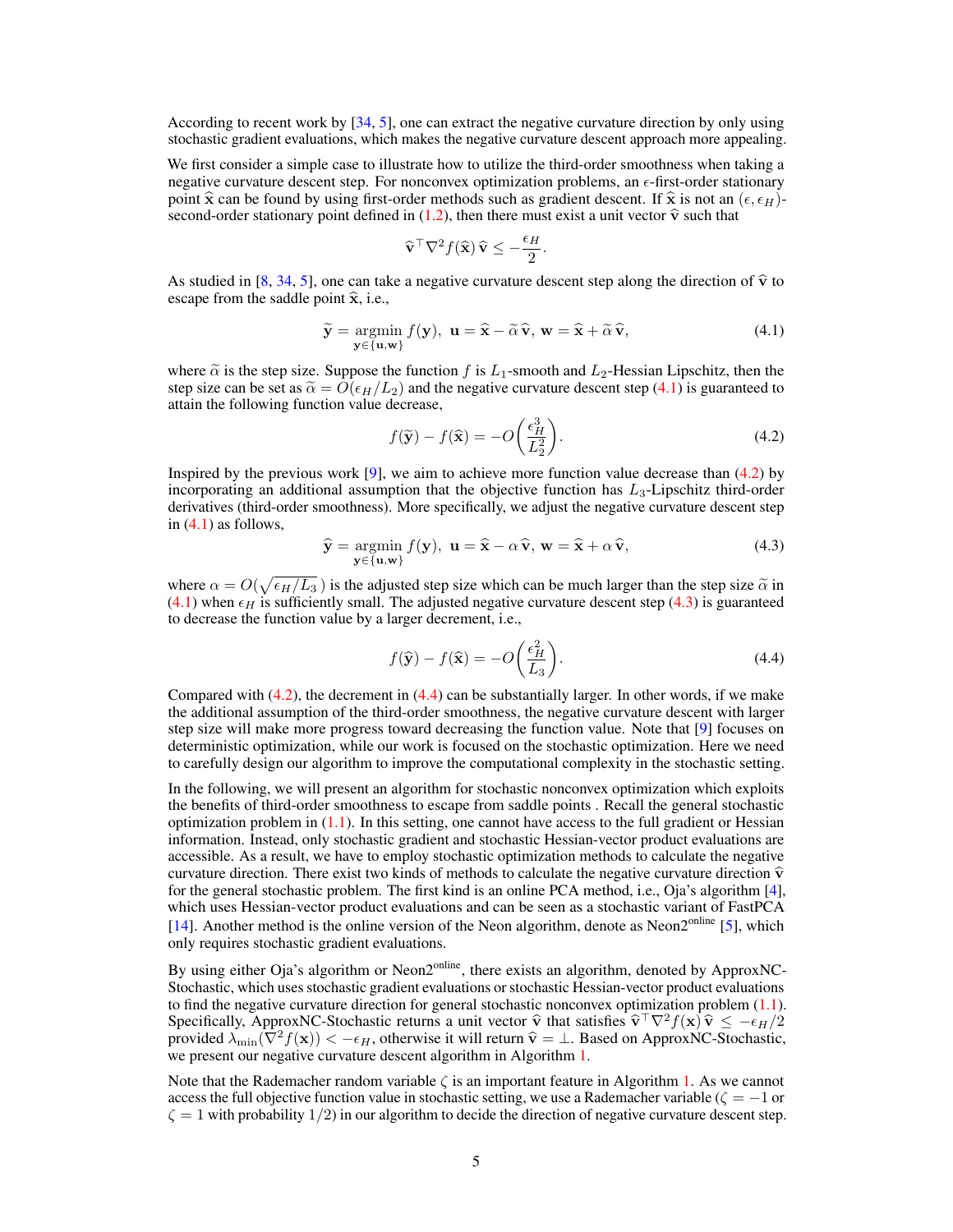According to recent work by [34, 5], one can extract the negative curvature direction by only using stochastic gradient evaluations, which makes the negative curvature descent approach more appealing.

We first consider a simple case to illustrate how to utilize the third-order smoothness when taking a negative curvature descent step. For nonconvex optimization problems, an $\epsilon$-first-order stationary point $\widehat{\mathbf{x}}$ can be found by using first-order methods such as gradient descent. If $\widehat{\mathbf{x}}$ is not an $(\epsilon, \epsilon_H)$-second-order stationary point defined in (1.2), then there must exist a unit vector $\widehat{\mathbf{v}}$ such that

$$\widehat{\mathbf{v}}^\top \nabla^2 f(\widehat{\mathbf{x}})\, \widehat{\mathbf{v}} \leq -\frac{\epsilon_H}{2}.$$

As studied in [8, 34, 5], one can take a negative curvature descent step along the direction of $\widehat{\mathbf{v}}$ to escape from the saddle point $\widehat{\mathbf{x}}$, i.e.,

$$\widetilde{\mathbf{y}} = \operatorname*{argmin}_{\mathbf{y} \in \{\mathbf{u}, \mathbf{w}\}} f(\mathbf{y}), \;\; \mathbf{u} = \widehat{\mathbf{x}} - \widetilde{\alpha}\, \widehat{\mathbf{v}}, \; \mathbf{w} = \widehat{\mathbf{x}} + \widetilde{\alpha}\, \widehat{\mathbf{v}}, \tag{4.1}$$

where $\widetilde{\alpha}$ is the step size. Suppose the function $f$ is $L_1$-smooth and $L_2$-Hessian Lipschitz, then the step size can be set as $\widetilde{\alpha} = O(\epsilon_H / L_2)$ and the negative curvature descent step (4.1) is guaranteed to attain the following function value decrease,

$$f(\widetilde{\mathbf{y}}) - f(\widehat{\mathbf{x}}) = -O\bigg(\frac{\epsilon_H^3}{L_2^2}\bigg). \tag{4.2}$$

Inspired by the previous work [9], we aim to achieve more function value decrease than (4.2) by incorporating an additional assumption that the objective function has $L_3$-Lipschitz third-order derivatives (third-order smoothness). More specifically, we adjust the negative curvature descent step in (4.1) as follows,

$$\widehat{\mathbf{y}} = \operatorname*{argmin}_{\mathbf{y} \in \{\mathbf{u}, \mathbf{w}\}} f(\mathbf{y}), \;\; \mathbf{u} = \widehat{\mathbf{x}} - \alpha\, \widehat{\mathbf{v}}, \; \mathbf{w} = \widehat{\mathbf{x}} + \alpha\, \widehat{\mathbf{v}}, \tag{4.3}$$

where $\alpha = O(\sqrt{\epsilon_H / L_3}\,)$ is the adjusted step size which can be much larger than the step size $\widetilde{\alpha}$ in (4.1) when $\epsilon_H$ is sufficiently small. The adjusted negative curvature descent step (4.3) is guaranteed to decrease the function value by a larger decrement, i.e.,

$$f(\widehat{\mathbf{y}}) - f(\widehat{\mathbf{x}}) = -O\bigg(\frac{\epsilon_H^2}{L_3}\bigg). \tag{4.4}$$

Compared with (4.2), the decrement in (4.4) can be substantially larger. In other words, if we make the additional assumption of the third-order smoothness, the negative curvature descent with larger step size will make more progress toward decreasing the function value. Note that [9] focuses on deterministic optimization, while our work is focused on the stochastic optimization. Here we need to carefully design our algorithm to improve the computational complexity in the stochastic setting.

In the following, we will present an algorithm for stochastic nonconvex optimization which exploits the benefits of third-order smoothness to escape from saddle points . Recall the general stochastic optimization problem in (1.1). In this setting, one cannot have access to the full gradient or Hessian information. Instead, only stochastic gradient and stochastic Hessian-vector product evaluations are accessible. As a result, we have to employ stochastic optimization methods to calculate the negative curvature direction. There exist two kinds of methods to calculate the negative curvature direction $\widehat{\mathbf{v}}$ for the general stochastic problem. The first kind is an online PCA method, i.e., Oja's algorithm [4], which uses Hessian-vector product evaluations and can be seen as a stochastic variant of FastPCA [14]. Another method is the online version of the Neon algorithm, denote as Neon2$^{\text{online}}$ [5], which only requires stochastic gradient evaluations.

By using either Oja's algorithm or Neon2$^{\text{online}}$, there exists an algorithm, denoted by ApproxNC-Stochastic, which uses stochastic gradient evaluations or stochastic Hessian-vector product evaluations to find the negative curvature direction for general stochastic nonconvex optimization problem (1.1). Specifically, ApproxNC-Stochastic returns a unit vector $\widehat{\mathbf{v}}$ that satisfies $\widehat{\mathbf{v}}^\top \nabla^2 f(\mathbf{x})\, \widehat{\mathbf{v}} \leq -\epsilon_H/2$ provided $\lambda_{\min}(\nabla^2 f(\mathbf{x})) < -\epsilon_H$, otherwise it will return $\widehat{\mathbf{v}} = \perp$. Based on ApproxNC-Stochastic, we present our negative curvature descent algorithm in Algorithm 1.

Note that the Rademacher random variable $\zeta$ is an important feature in Algorithm 1. As we cannot access the full objective function value in stochastic setting, we use a Rademacher variable ($\zeta = -1$ or $\zeta = 1$ with probability $1/2$) in our algorithm to decide the direction of negative curvature descent step.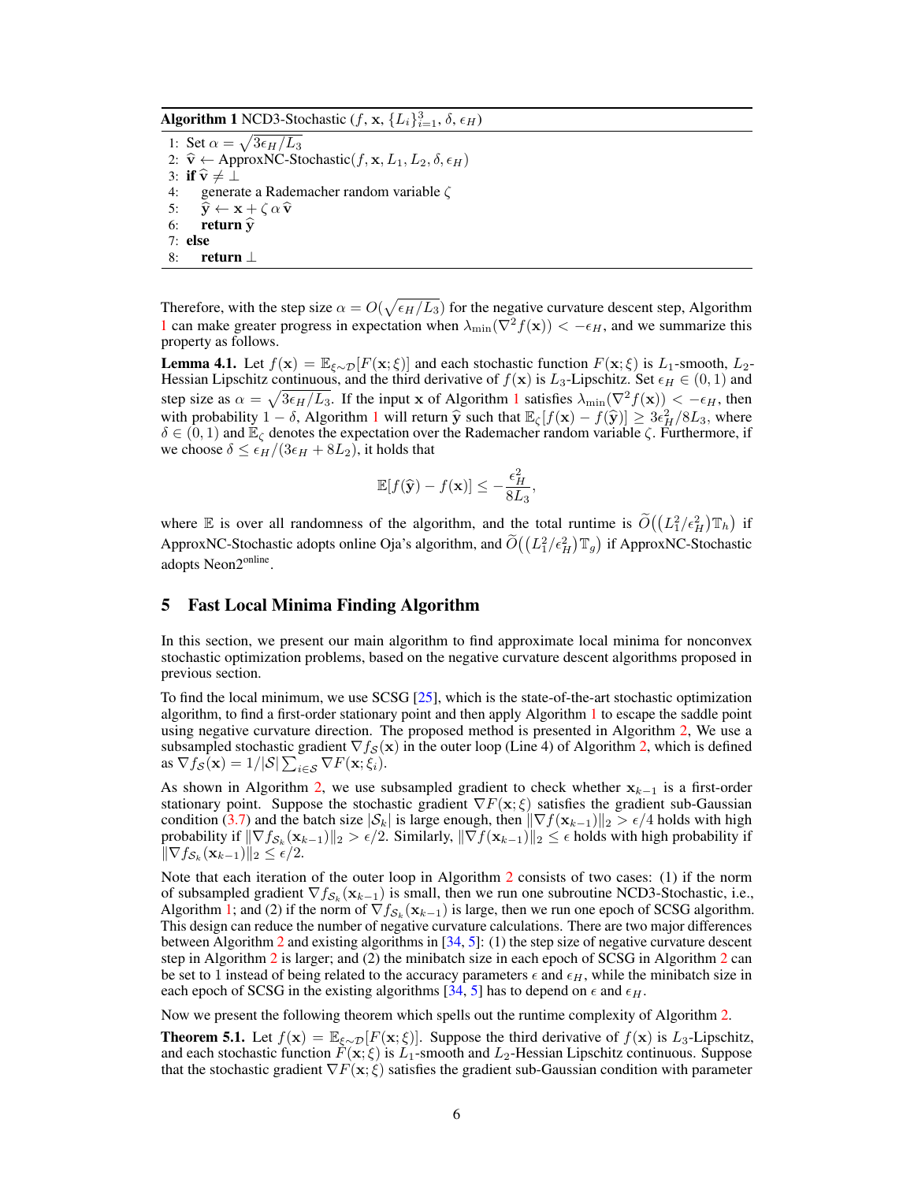**Algorithm 1** NCD3-Stochastic ($f$, $\mathbf{x}$, $\{L_i\}_{i=1}^3$, $\delta$, $\epsilon_H$)

```
1: Set α = sqrt(3ε_H/L_3)
2: v̂ ← ApproxNC-Stochastic(f, x, L_1, L_2, δ, ε_H)
3: if v̂ ≠ ⊥
4:     generate a Rademacher random variable ζ
5:     ŷ ← x + ζ α v̂
6:     return ŷ
7: else
8:     return ⊥
```

Therefore, with the step size $\alpha = O(\sqrt{\epsilon_H/L_3})$ for the negative curvature descent step, Algorithm 1 can make greater progress in expectation when $\lambda_{\min}(\nabla^2 f(\mathbf{x})) < -\epsilon_H$, and we summarize this property as follows.

**Lemma 4.1.** Let $f(\mathbf{x}) = \mathbb{E}_{\xi\sim\mathcal{D}}[F(\mathbf{x};\xi)]$ and each stochastic function $F(\mathbf{x};\xi)$ is $L_1$-smooth, $L_2$-Hessian Lipschitz continuous, and the third derivative of $f(\mathbf{x})$ is $L_3$-Lipschitz. Set $\epsilon_H \in (0,1)$ and step size as $\alpha = \sqrt{3\epsilon_H/L_3}$. If the input $\mathbf{x}$ of Algorithm 1 satisfies $\lambda_{\min}(\nabla^2 f(\mathbf{x})) < -\epsilon_H$, then with probability $1-\delta$, Algorithm 1 will return $\widehat{\mathbf{y}}$ such that $\mathbb{E}_\zeta[f(\mathbf{x}) - f(\widehat{\mathbf{y}})] \geq 3\epsilon_H^2/8L_3$, where $\delta \in (0,1)$ and $\mathbb{E}_\zeta$ denotes the expectation over the Rademacher random variable $\zeta$. Furthermore, if we choose $\delta \leq \epsilon_H/(3\epsilon_H + 8L_2)$, it holds that

$$\mathbb{E}[f(\widehat{\mathbf{y}}) - f(\mathbf{x})] \leq -\frac{\epsilon_H^2}{8L_3},$$

where $\mathbb{E}$ is over all randomness of the algorithm, and the total runtime is $\widetilde{O}\big((L_1^2/\epsilon_H^2)\mathbb{T}_h\big)$ if ApproxNC-Stochastic adopts online Oja's algorithm, and $\widetilde{O}\big((L_1^2/\epsilon_H^2)\mathbb{T}_g\big)$ if ApproxNC-Stochastic adopts Neon2$^{\text{online}}$.

## 5 Fast Local Minima Finding Algorithm

In this section, we present our main algorithm to find approximate local minima for nonconvex stochastic optimization problems, based on the negative curvature descent algorithms proposed in previous section.

To find the local minimum, we use SCSG [25], which is the state-of-the-art stochastic optimization algorithm, to find a first-order stationary point and then apply Algorithm 1 to escape the saddle point using negative curvature direction. The proposed method is presented in Algorithm 2, We use a subsampled stochastic gradient $\nabla f_{\mathcal{S}}(\mathbf{x})$ in the outer loop (Line 4) of Algorithm 2, which is defined as $\nabla f_{\mathcal{S}}(\mathbf{x}) = 1/|\mathcal{S}|\sum_{i\in\mathcal{S}}\nabla F(\mathbf{x};\xi_i)$.

As shown in Algorithm 2, we use subsampled gradient to check whether $\mathbf{x}_{k-1}$ is a first-order stationary point. Suppose the stochastic gradient $\nabla F(\mathbf{x};\xi)$ satisfies the gradient sub-Gaussian condition (3.7) and the batch size $|\mathcal{S}_k|$ is large enough, then $\|\nabla f(\mathbf{x}_{k-1})\|_2 > \epsilon/4$ holds with high probability if $\|\nabla f_{\mathcal{S}_k}(\mathbf{x}_{k-1})\|_2 > \epsilon/2$. Similarly, $\|\nabla f(\mathbf{x}_{k-1})\|_2 \leq \epsilon$ holds with high probability if $\|\nabla f_{\mathcal{S}_k}(\mathbf{x}_{k-1})\|_2 \leq \epsilon/2$.

Note that each iteration of the outer loop in Algorithm 2 consists of two cases: (1) if the norm of subsampled gradient $\nabla f_{\mathcal{S}_k}(\mathbf{x}_{k-1})$ is small, then we run one subroutine NCD3-Stochastic, i.e., Algorithm 1; and (2) if the norm of $\nabla f_{\mathcal{S}_k}(\mathbf{x}_{k-1})$ is large, then we run one epoch of SCSG algorithm. This design can reduce the number of negative curvature calculations. There are two major differences between Algorithm 2 and existing algorithms in [34, 5]: (1) the step size of negative curvature descent step in Algorithm 2 is larger; and (2) the minibatch size in each epoch of SCSG in Algorithm 2 can be set to 1 instead of being related to the accuracy parameters $\epsilon$ and $\epsilon_H$, while the minibatch size in each epoch of SCSG in the existing algorithms [34, 5] has to depend on $\epsilon$ and $\epsilon_H$.

Now we present the following theorem which spells out the runtime complexity of Algorithm 2.

**Theorem 5.1.** Let $f(\mathbf{x}) = \mathbb{E}_{\xi\sim\mathcal{D}}[F(\mathbf{x};\xi)]$. Suppose the third derivative of $f(\mathbf{x})$ is $L_3$-Lipschitz, and each stochastic function $F(\mathbf{x};\xi)$ is $L_1$-smooth and $L_2$-Hessian Lipschitz continuous. Suppose that the stochastic gradient $\nabla F(\mathbf{x};\xi)$ satisfies the gradient sub-Gaussian condition with parameter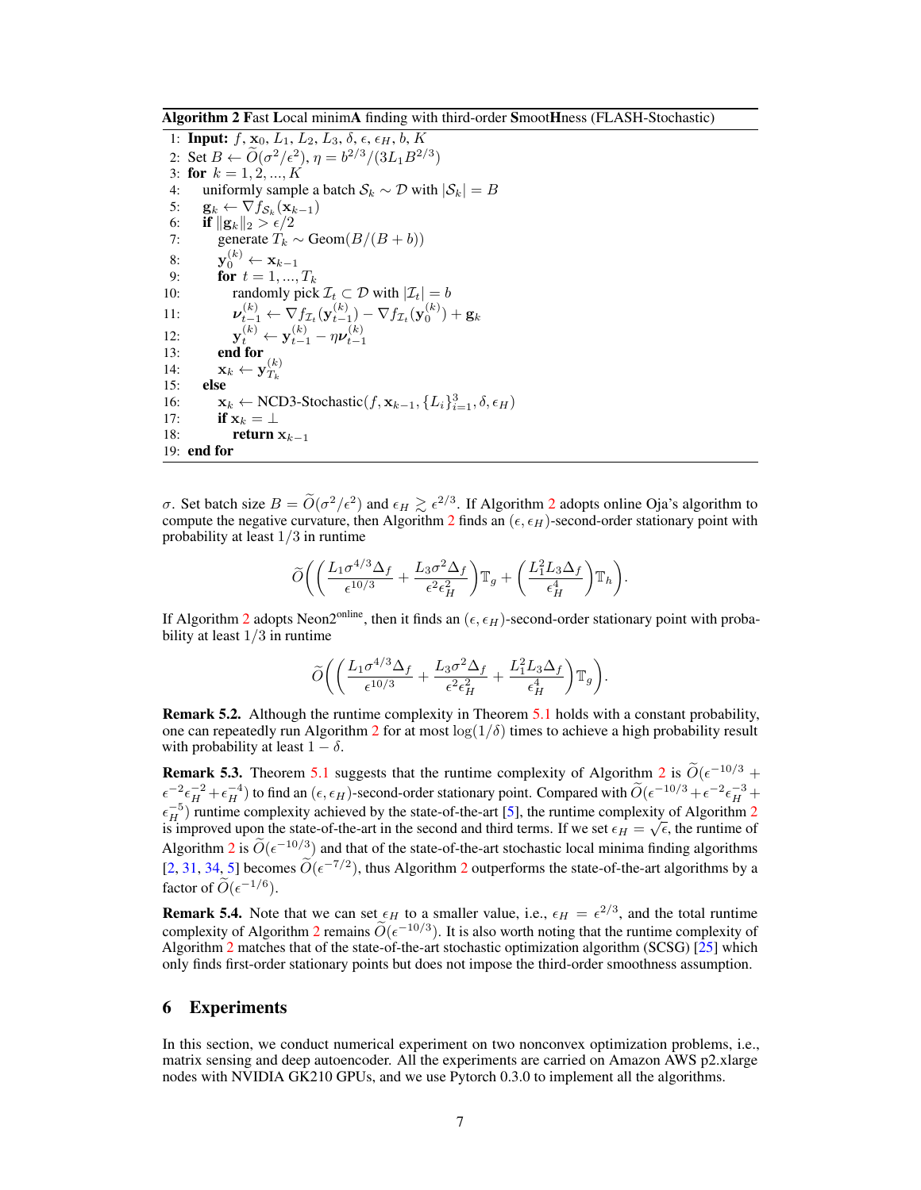**Algorithm 2** Fast Local minimA finding with third-order SmootHness (FLASH-Stochastic)

```
1: Input: f, x_0, L_1, L_2, L_3, δ, ε, ε_H, b, K
2: Set B ← Õ(σ^2/ε^2), η = b^{2/3}/(3 L_1 B^{2/3})
3: for k = 1, 2, ..., K
4:    uniformly sample a batch S_k ~ D with |S_k| = B
5:    g_k ← ∇f_{S_k}(x_{k-1})
6:    if ||g_k||_2 > ε/2
7:       generate T_k ~ Geom(B/(B + b))
8:       y_0^{(k)} ← x_{k-1}
9:       for t = 1, ..., T_k
10:         randomly pick I_t ⊂ D with |I_t| = b
11:         ν_{t-1}^{(k)} ← ∇f_{I_t}(y_{t-1}^{(k)}) − ∇f_{I_t}(y_0^{(k)}) + g_k
12:         y_t^{(k)} ← y_{t-1}^{(k)} − η ν_{t-1}^{(k)}
13:      end for
14:      x_k ← y_{T_k}^{(k)}
15:   else
16:      x_k ← NCD3-Stochastic(f, x_{k-1}, {L_i}_{i=1}^3, δ, ε_H)
17:      if x_k = ⊥
18:         return x_{k-1}
19: end for
```

$\sigma$. Set batch size $B = \widetilde{O}(\sigma^2/\epsilon^2)$ and $\epsilon_H \gtrsim \epsilon^{2/3}$. If Algorithm 2 adopts online Oja's algorithm to compute the negative curvature, then Algorithm 2 finds an $(\epsilon, \epsilon_H)$-second-order stationary point with probability at least $1/3$ in runtime

$$\widetilde{O}\bigg(\bigg(\frac{L_1\sigma^{4/3}\Delta_f}{\epsilon^{10/3}} + \frac{L_3\sigma^2\Delta_f}{\epsilon^2\epsilon_H^2}\bigg)\mathbb{T}_g + \bigg(\frac{L_1^2 L_3\Delta_f}{\epsilon_H^4}\bigg)\mathbb{T}_h\bigg).$$

If Algorithm 2 adopts Neon2$^{\text{online}}$, then it finds an $(\epsilon, \epsilon_H)$-second-order stationary point with probability at least $1/3$ in runtime

$$\widetilde{O}\bigg(\bigg(\frac{L_1\sigma^{4/3}\Delta_f}{\epsilon^{10/3}} + \frac{L_3\sigma^2\Delta_f}{\epsilon^2\epsilon_H^2} + \frac{L_1^2 L_3\Delta_f}{\epsilon_H^4}\bigg)\mathbb{T}_g\bigg).$$

**Remark 5.2.** Although the runtime complexity in Theorem 5.1 holds with a constant probability, one can repeatedly run Algorithm 2 for at most $\log(1/\delta)$ times to achieve a high probability result with probability at least $1 - \delta$.

**Remark 5.3.** Theorem 5.1 suggests that the runtime complexity of Algorithm 2 is $\widetilde{O}(\epsilon^{-10/3} + \epsilon^{-2}\epsilon_H^{-2} + \epsilon_H^{-4})$ to find an $(\epsilon, \epsilon_H)$-second-order stationary point. Compared with $\widetilde{O}(\epsilon^{-10/3} + \epsilon^{-2}\epsilon_H^{-3} + \epsilon_H^{-5})$ runtime complexity achieved by the state-of-the-art [5], the runtime complexity of Algorithm 2 is improved upon the state-of-the-art in the second and third terms. If we set $\epsilon_H = \sqrt{\epsilon}$, the runtime of Algorithm 2 is $\widetilde{O}(\epsilon^{-10/3})$ and that of the state-of-the-art stochastic local minima finding algorithms [2, 31, 34, 5] becomes $\widetilde{O}(\epsilon^{-7/2})$, thus Algorithm 2 outperforms the state-of-the-art algorithms by a factor of $\widetilde{O}(\epsilon^{-1/6})$.

**Remark 5.4.** Note that we can set $\epsilon_H$ to a smaller value, i.e., $\epsilon_H = \epsilon^{2/3}$, and the total runtime complexity of Algorithm 2 remains $\widetilde{O}(\epsilon^{-10/3})$. It is also worth noting that the runtime complexity of Algorithm 2 matches that of the state-of-the-art stochastic optimization algorithm (SCSG) [25] which only finds first-order stationary points but does not impose the third-order smoothness assumption.

## 6 Experiments

In this section, we conduct numerical experiment on two nonconvex optimization problems, i.e., matrix sensing and deep autoencoder. All the experiments are carried on Amazon AWS p2.xlarge nodes with NVIDIA GK210 GPUs, and we use Pytorch 0.3.0 to implement all the algorithms.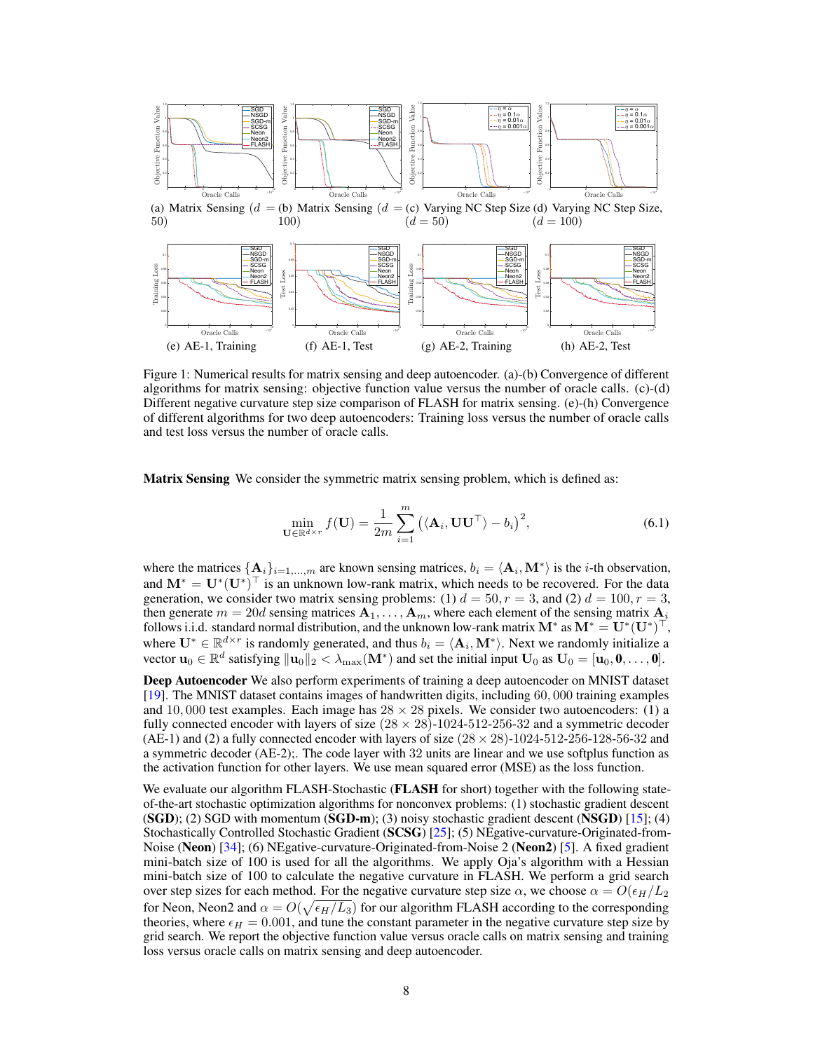(a) Matrix Sensing ($d = 50$) (b) Matrix Sensing ($d = 100$) (c) Varying NC Step Size ($d = 50$) (d) Varying NC Step Size, ($d = 100$)

(e) AE-1, Training (f) AE-1, Test (g) AE-2, Training (h) AE-2, Test

Figure 1: Numerical results for matrix sensing and deep autoencoder. (a)-(b) Convergence of different algorithms for matrix sensing: objective function value versus the number of oracle calls. (c)-(d) Different negative curvature step size comparison of FLASH for matrix sensing. (e)-(h) Convergence of different algorithms for two deep autoencoders: Training loss versus the number of oracle calls and test loss versus the number of oracle calls.

**Matrix Sensing** We consider the symmetric matrix sensing problem, which is defined as:

$$\min_{\mathbf{U} \in \mathbb{R}^{d \times r}} f(\mathbf{U}) = \frac{1}{2m} \sum_{i=1}^{m} \big( \langle \mathbf{A}_i, \mathbf{U}\mathbf{U}^\top \rangle - b_i \big)^2, \tag{6.1}$$

where the matrices $\{\mathbf{A}_i\}_{i=1,\ldots,m}$ are known sensing matrices, $b_i = \langle \mathbf{A}_i, \mathbf{M}^* \rangle$ is the $i$-th observation, and $\mathbf{M}^* = \mathbf{U}^*(\mathbf{U}^*)^\top$ is an unknown low-rank matrix, which needs to be recovered. For the data generation, we consider two matrix sensing problems: (1) $d = 50, r = 3$, and (2) $d = 100, r = 3$, then generate $m = 20d$ sensing matrices $\mathbf{A}_1, \ldots, \mathbf{A}_m$, where each element of the sensing matrix $\mathbf{A}_i$ follows i.i.d. standard normal distribution, and the unknown low-rank matrix $\mathbf{M}^*$ as $\mathbf{M}^* = \mathbf{U}^*(\mathbf{U}^*)^\top$, where $\mathbf{U}^* \in \mathbb{R}^{d \times r}$ is randomly generated, and thus $b_i = \langle \mathbf{A}_i, \mathbf{M}^* \rangle$. Next we randomly initialize a vector $\mathbf{u}_0 \in \mathbb{R}^d$ satisfying $\|\mathbf{u}_0\|_2 < \lambda_{\max}(\mathbf{M}^*)$ and set the initial input $\mathbf{U}_0$ as $\mathbf{U}_0 = [\mathbf{u}_0, \mathbf{0}, \ldots, \mathbf{0}]$.

**Deep Autoencoder** We also perform experiments of training a deep autoencoder on MNIST dataset [19]. The MNIST dataset contains images of handwritten digits, including 60,000 training examples and 10,000 test examples. Each image has $28 \times 28$ pixels. We consider two autoencoders: (1) a fully connected encoder with layers of size $(28 \times 28)$-1024-512-256-32 and a symmetric decoder (AE-1) and (2) a fully connected encoder with layers of size $(28 \times 28)$-1024-512-256-128-56-32 and a symmetric decoder (AE-2);. The code layer with 32 units are linear and we use softplus function as the activation function for other layers. We use mean squared error (MSE) as the loss function.

We evaluate our algorithm FLASH-Stochastic (**FLASH** for short) together with the following state-of-the-art stochastic optimization algorithms for nonconvex problems: (1) stochastic gradient descent (**SGD**); (2) SGD with momentum (**SGD-m**); (3) noisy stochastic gradient descent (**NSGD**) [15]; (4) Stochastically Controlled Stochastic Gradient (**SCSG**) [25]; (5) NEgative-curvature-Originated-from-Noise (**Neon**) [34]; (6) NEgative-curvature-Originated-from-Noise 2 (**Neon2**) [5]. A fixed gradient mini-batch size of 100 is used for all the algorithms. We apply Oja's algorithm with a Hessian mini-batch size of 100 to calculate the negative curvature in FLASH. We perform a grid search over step sizes for each method. For the negative curvature step size $\alpha$, we choose $\alpha = O(\epsilon_H/L_2$ for Neon, Neon2 and $\alpha = O(\sqrt{\epsilon_H/L_3})$ for our algorithm FLASH according to the corresponding theories, where $\epsilon_H = 0.001$, and tune the constant parameter in the negative curvature step size by grid search. We report the objective function value versus oracle calls on matrix sensing and training loss versus oracle calls on matrix sensing and deep autoencoder.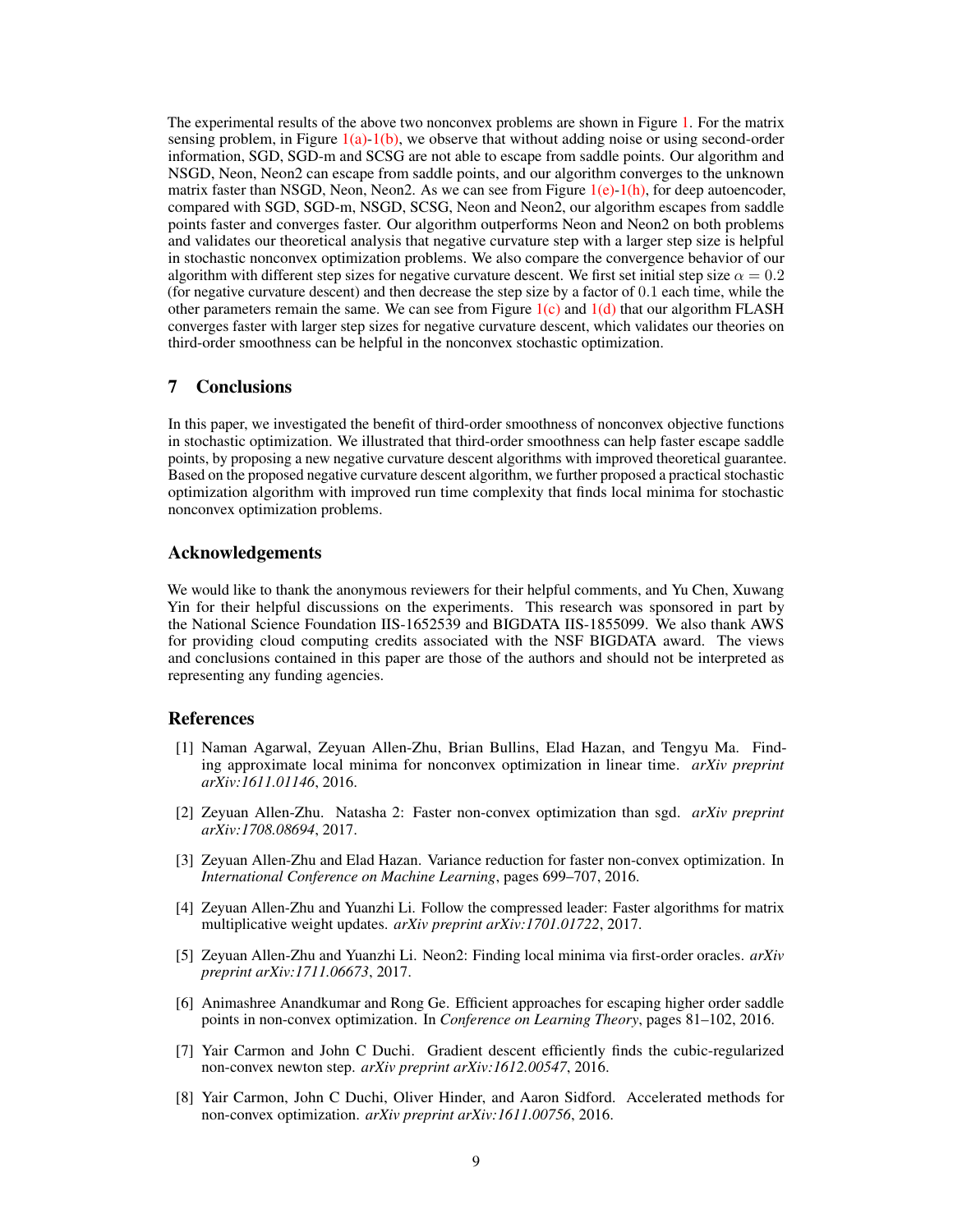The experimental results of the above two nonconvex problems are shown in Figure 1. For the matrix sensing problem, in Figure 1(a)-1(b), we observe that without adding noise or using second-order information, SGD, SGD-m and SCSG are not able to escape from saddle points. Our algorithm and NSGD, Neon, Neon2 can escape from saddle points, and our algorithm converges to the unknown matrix faster than NSGD, Neon, Neon2. As we can see from Figure 1(e)-1(h), for deep autoencoder, compared with SGD, SGD-m, NSGD, SCSG, Neon and Neon2, our algorithm escapes from saddle points faster and converges faster. Our algorithm outperforms Neon and Neon2 on both problems and validates our theoretical analysis that negative curvature step with a larger step size is helpful in stochastic nonconvex optimization problems. We also compare the convergence behavior of our algorithm with different step sizes for negative curvature descent. We first set initial step size $\alpha = 0.2$ (for negative curvature descent) and then decrease the step size by a factor of $0.1$ each time, while the other parameters remain the same. We can see from Figure 1(c) and 1(d) that our algorithm FLASH converges faster with larger step sizes for negative curvature descent, which validates our theories on third-order smoothness can be helpful in the nonconvex stochastic optimization.

## 7 Conclusions

In this paper, we investigated the benefit of third-order smoothness of nonconvex objective functions in stochastic optimization. We illustrated that third-order smoothness can help faster escape saddle points, by proposing a new negative curvature descent algorithms with improved theoretical guarantee. Based on the proposed negative curvature descent algorithm, we further proposed a practical stochastic optimization algorithm with improved run time complexity that finds local minima for stochastic nonconvex optimization problems.

## Acknowledgements

We would like to thank the anonymous reviewers for their helpful comments, and Yu Chen, Xuwang Yin for their helpful discussions on the experiments. This research was sponsored in part by the National Science Foundation IIS-1652539 and BIGDATA IIS-1855099. We also thank AWS for providing cloud computing credits associated with the NSF BIGDATA award. The views and conclusions contained in this paper are those of the authors and should not be interpreted as representing any funding agencies.

## References

[1] Naman Agarwal, Zeyuan Allen-Zhu, Brian Bullins, Elad Hazan, and Tengyu Ma. Finding approximate local minima for nonconvex optimization in linear time. *arXiv preprint arXiv:1611.01146*, 2016.

[2] Zeyuan Allen-Zhu. Natasha 2: Faster non-convex optimization than sgd. *arXiv preprint arXiv:1708.08694*, 2017.

[3] Zeyuan Allen-Zhu and Elad Hazan. Variance reduction for faster non-convex optimization. In *International Conference on Machine Learning*, pages 699–707, 2016.

[4] Zeyuan Allen-Zhu and Yuanzhi Li. Follow the compressed leader: Faster algorithms for matrix multiplicative weight updates. *arXiv preprint arXiv:1701.01722*, 2017.

[5] Zeyuan Allen-Zhu and Yuanzhi Li. Neon2: Finding local minima via first-order oracles. *arXiv preprint arXiv:1711.06673*, 2017.

[6] Animashree Anandkumar and Rong Ge. Efficient approaches for escaping higher order saddle points in non-convex optimization. In *Conference on Learning Theory*, pages 81–102, 2016.

[7] Yair Carmon and John C Duchi. Gradient descent efficiently finds the cubic-regularized non-convex newton step. *arXiv preprint arXiv:1612.00547*, 2016.

[8] Yair Carmon, John C Duchi, Oliver Hinder, and Aaron Sidford. Accelerated methods for non-convex optimization. *arXiv preprint arXiv:1611.00756*, 2016.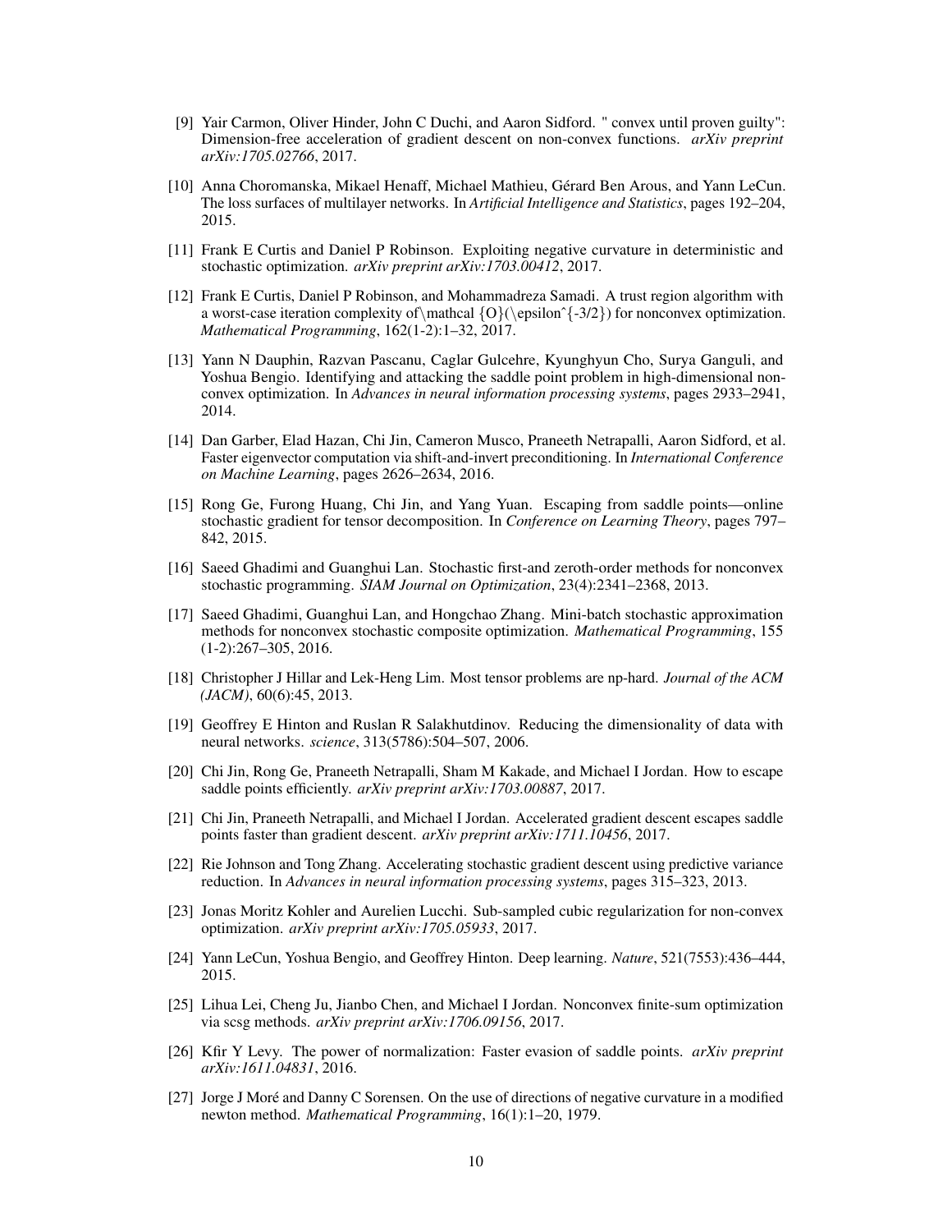[9] Yair Carmon, Oliver Hinder, John C Duchi, and Aaron Sidford. " convex until proven guilty": Dimension-free acceleration of gradient descent on non-convex functions. *arXiv preprint arXiv:1705.02766*, 2017.

[10] Anna Choromanska, Mikael Henaff, Michael Mathieu, Gérard Ben Arous, and Yann LeCun. The loss surfaces of multilayer networks. In *Artificial Intelligence and Statistics*, pages 192–204, 2015.

[11] Frank E Curtis and Daniel P Robinson. Exploiting negative curvature in deterministic and stochastic optimization. *arXiv preprint arXiv:1703.00412*, 2017.

[12] Frank E Curtis, Daniel P Robinson, and Mohammadreza Samadi. A trust region algorithm with a worst-case iteration complexity of\mathcal {O}(\epsilonˆ{-3/2}) for nonconvex optimization. *Mathematical Programming*, 162(1-2):1–32, 2017.

[13] Yann N Dauphin, Razvan Pascanu, Caglar Gulcehre, Kyunghyun Cho, Surya Ganguli, and Yoshua Bengio. Identifying and attacking the saddle point problem in high-dimensional non-convex optimization. In *Advances in neural information processing systems*, pages 2933–2941, 2014.

[14] Dan Garber, Elad Hazan, Chi Jin, Cameron Musco, Praneeth Netrapalli, Aaron Sidford, et al. Faster eigenvector computation via shift-and-invert preconditioning. In *International Conference on Machine Learning*, pages 2626–2634, 2016.

[15] Rong Ge, Furong Huang, Chi Jin, and Yang Yuan. Escaping from saddle points—online stochastic gradient for tensor decomposition. In *Conference on Learning Theory*, pages 797–842, 2015.

[16] Saeed Ghadimi and Guanghui Lan. Stochastic first-and zeroth-order methods for nonconvex stochastic programming. *SIAM Journal on Optimization*, 23(4):2341–2368, 2013.

[17] Saeed Ghadimi, Guanghui Lan, and Hongchao Zhang. Mini-batch stochastic approximation methods for nonconvex stochastic composite optimization. *Mathematical Programming*, 155 (1-2):267–305, 2016.

[18] Christopher J Hillar and Lek-Heng Lim. Most tensor problems are np-hard. *Journal of the ACM (JACM)*, 60(6):45, 2013.

[19] Geoffrey E Hinton and Ruslan R Salakhutdinov. Reducing the dimensionality of data with neural networks. *science*, 313(5786):504–507, 2006.

[20] Chi Jin, Rong Ge, Praneeth Netrapalli, Sham M Kakade, and Michael I Jordan. How to escape saddle points efficiently. *arXiv preprint arXiv:1703.00887*, 2017.

[21] Chi Jin, Praneeth Netrapalli, and Michael I Jordan. Accelerated gradient descent escapes saddle points faster than gradient descent. *arXiv preprint arXiv:1711.10456*, 2017.

[22] Rie Johnson and Tong Zhang. Accelerating stochastic gradient descent using predictive variance reduction. In *Advances in neural information processing systems*, pages 315–323, 2013.

[23] Jonas Moritz Kohler and Aurelien Lucchi. Sub-sampled cubic regularization for non-convex optimization. *arXiv preprint arXiv:1705.05933*, 2017.

[24] Yann LeCun, Yoshua Bengio, and Geoffrey Hinton. Deep learning. *Nature*, 521(7553):436–444, 2015.

[25] Lihua Lei, Cheng Ju, Jianbo Chen, and Michael I Jordan. Nonconvex finite-sum optimization via scsg methods. *arXiv preprint arXiv:1706.09156*, 2017.

[26] Kfir Y Levy. The power of normalization: Faster evasion of saddle points. *arXiv preprint arXiv:1611.04831*, 2016.

[27] Jorge J Moré and Danny C Sorensen. On the use of directions of negative curvature in a modified newton method. *Mathematical Programming*, 16(1):1–20, 1979.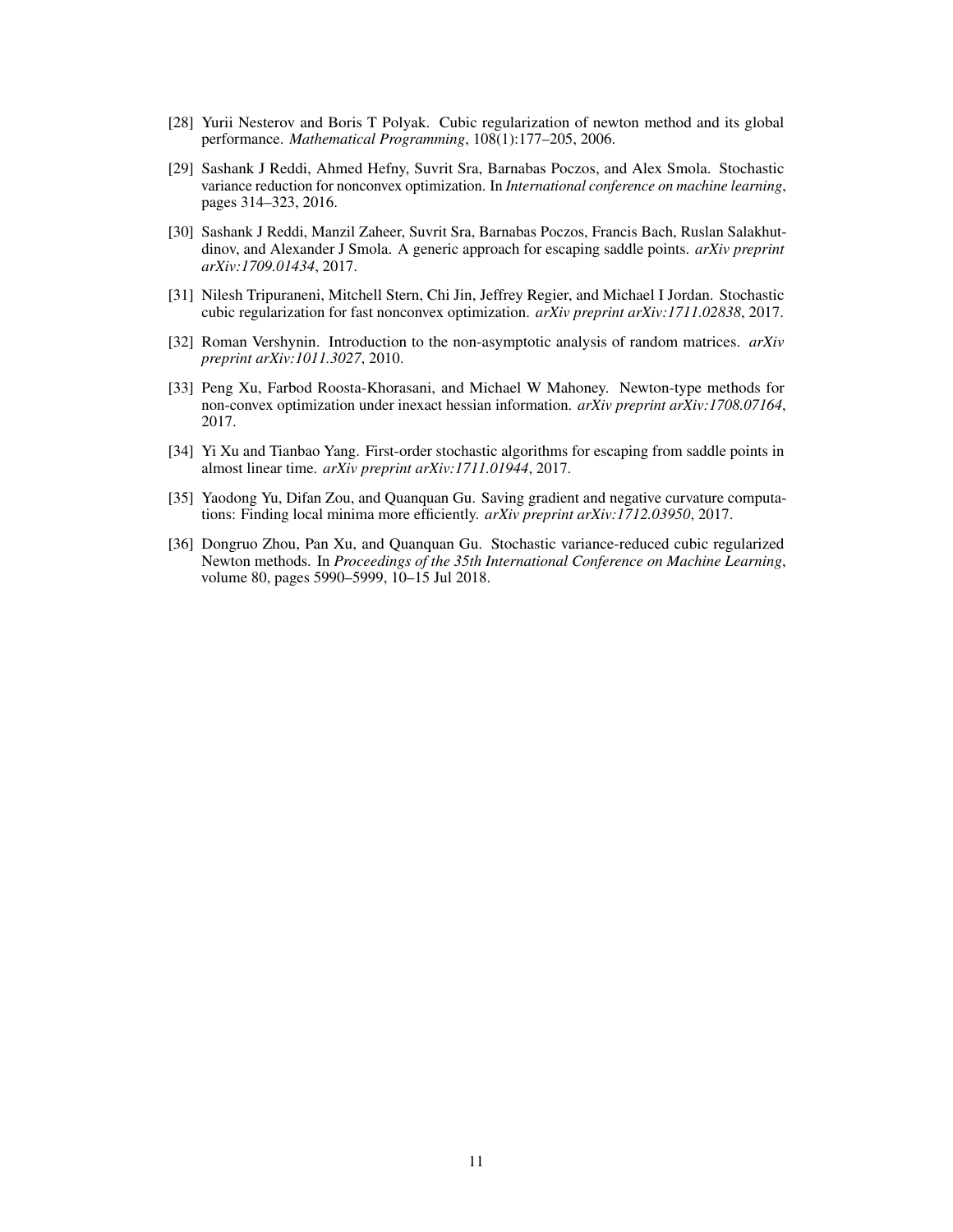[28] Yurii Nesterov and Boris T Polyak. Cubic regularization of newton method and its global performance. *Mathematical Programming*, 108(1):177–205, 2006.

[29] Sashank J Reddi, Ahmed Hefny, Suvrit Sra, Barnabas Poczos, and Alex Smola. Stochastic variance reduction for nonconvex optimization. In *International conference on machine learning*, pages 314–323, 2016.

[30] Sashank J Reddi, Manzil Zaheer, Suvrit Sra, Barnabas Poczos, Francis Bach, Ruslan Salakhutdinov, and Alexander J Smola. A generic approach for escaping saddle points. *arXiv preprint arXiv:1709.01434*, 2017.

[31] Nilesh Tripuraneni, Mitchell Stern, Chi Jin, Jeffrey Regier, and Michael I Jordan. Stochastic cubic regularization for fast nonconvex optimization. *arXiv preprint arXiv:1711.02838*, 2017.

[32] Roman Vershynin. Introduction to the non-asymptotic analysis of random matrices. *arXiv preprint arXiv:1011.3027*, 2010.

[33] Peng Xu, Farbod Roosta-Khorasani, and Michael W Mahoney. Newton-type methods for non-convex optimization under inexact hessian information. *arXiv preprint arXiv:1708.07164*, 2017.

[34] Yi Xu and Tianbao Yang. First-order stochastic algorithms for escaping from saddle points in almost linear time. *arXiv preprint arXiv:1711.01944*, 2017.

[35] Yaodong Yu, Difan Zou, and Quanquan Gu. Saving gradient and negative curvature computations: Finding local minima more efficiently. *arXiv preprint arXiv:1712.03950*, 2017.

[36] Dongruo Zhou, Pan Xu, and Quanquan Gu. Stochastic variance-reduced cubic regularized Newton methods. In *Proceedings of the 35th International Conference on Machine Learning*, volume 80, pages 5990–5999, 10–15 Jul 2018.